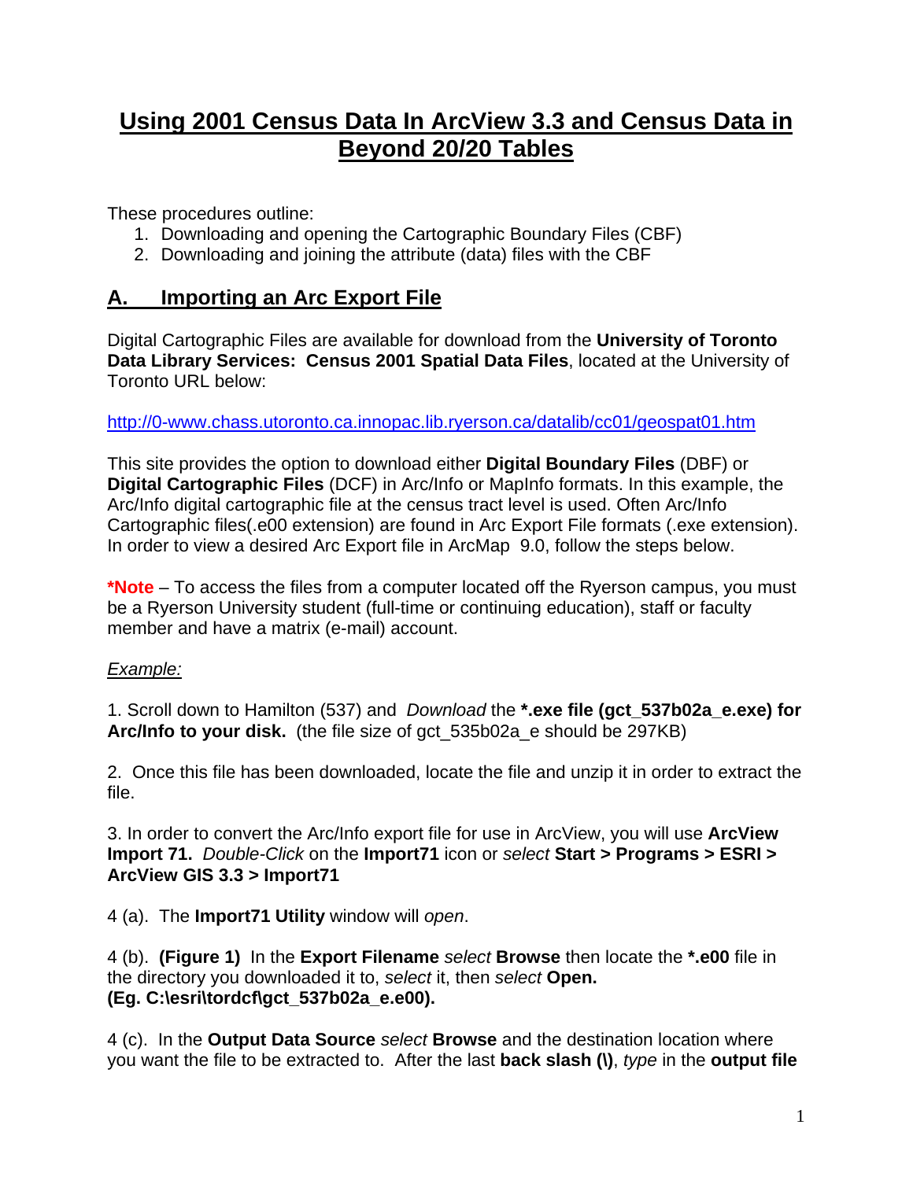# Using 2001 Census Data In ArcView 3.3 and Census Data in Beyond 20/20 Tables

These procedures outline:

1. Downloading and opening the Cartographic Boundary Files (CBF)
2. Downloading and joining the attribute (data) files with the CBF

## A. Importing an Arc Export File

Digital Cartographic Files are available for download from the **University of Toronto Data Library Services: Census 2001 Spatial Data Files**, located at the University of Toronto URL below:

http://0-www.chass.utoronto.ca.innopac.lib.ryerson.ca/datalib/cc01/geospat01.htm

This site provides the option to download either **Digital Boundary Files** (DBF) or **Digital Cartographic Files** (DCF) in Arc/Info or MapInfo formats. In this example, the Arc/Info digital cartographic file at the census tract level is used. Often Arc/Info Cartographic files(.e00 extension) are found in Arc Export File formats (.exe extension). In order to view a desired Arc Export file in ArcMap 9.0, follow the steps below.

**\*Note** – To access the files from a computer located off the Ryerson campus, you must be a Ryerson University student (full-time or continuing education), staff or faculty member and have a matrix (e-mail) account.

*Example:*

1. Scroll down to Hamilton (537) and *Download* the **\*.exe file (gct_537b02a_e.exe) for Arc/Info to your disk.** (the file size of gct_535b02a_e should be 297KB)

2. Once this file has been downloaded, locate the file and unzip it in order to extract the file.

3. In order to convert the Arc/Info export file for use in ArcView, you will use **ArcView Import 71.** *Double-Click* on the **Import71** icon or *select* **Start > Programs > ESRI > ArcView GIS 3.3 > Import71**

4 (a). The **Import71 Utility** window will *open*.

4 (b). **(Figure 1)** In the **Export Filename** *select* **Browse** then locate the **\*.e00** file in the directory you downloaded it to, *select* it, then *select* **Open. (Eg. C:\esri\tordcf\gct_537b02a_e.e00).**

4 (c). In the **Output Data Source** *select* **Browse** and the destination location where you want the file to be extracted to. After the last **back slash (\)**, *type* in the **output file**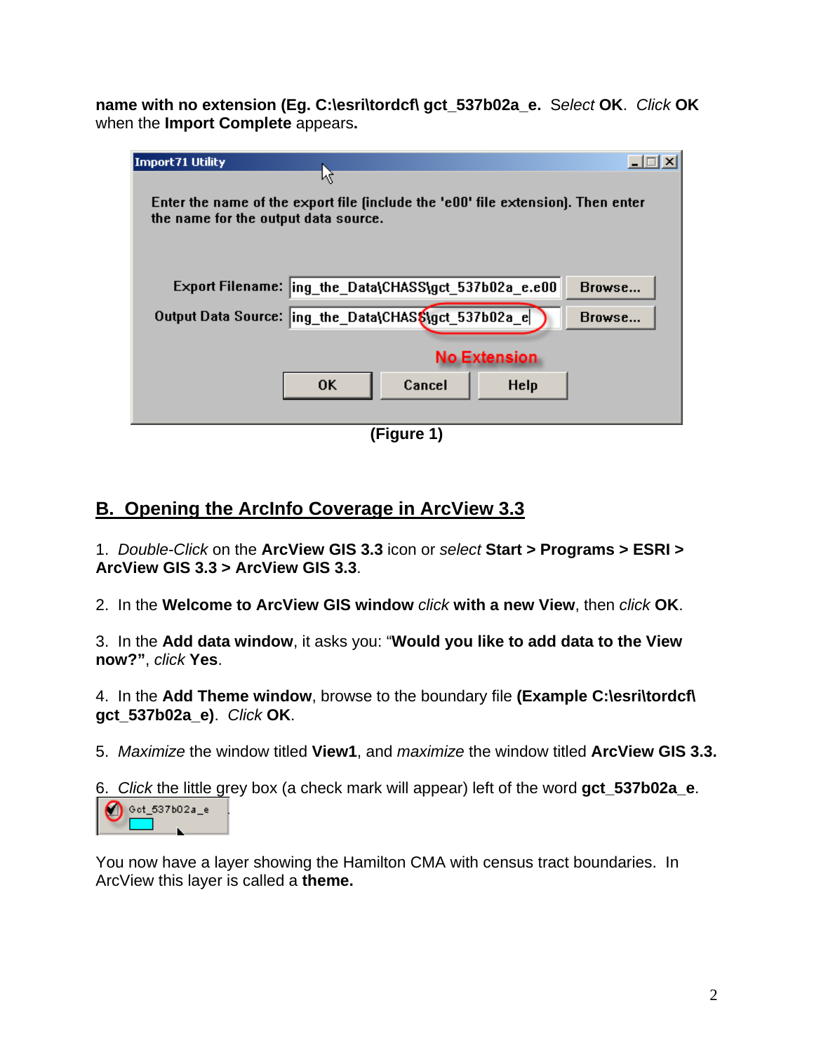**name with no extension (Eg. C:\esri\tordcf\ gct_537b02a_e.** *Select* **OK**. *Click* **OK** when the **Import Complete** appears**.**

**(Figure 1)**

## B. Opening the ArcInfo Coverage in ArcView 3.3

1. *Double-Click* on the **ArcView GIS 3.3** icon or *select* **Start > Programs > ESRI > ArcView GIS 3.3 > ArcView GIS 3.3**.

2. In the **Welcome to ArcView GIS window** *click* **with a new View**, then *click* **OK**.

3. In the **Add data window**, it asks you: "**Would you like to add data to the View now?"**, *click* **Yes**.

4. In the **Add Theme window**, browse to the boundary file **(Example C:\esri\tordcf\ gct_537b02a_e)**. *Click* **OK**.

5. *Maximize* the window titled **View1**, and *maximize* the window titled **ArcView GIS 3.3.**

6. *Click* the little grey box (a check mark will appear) left of the word **gct_537b02a_e**.

You now have a layer showing the Hamilton CMA with census tract boundaries. In ArcView this layer is called a **theme.**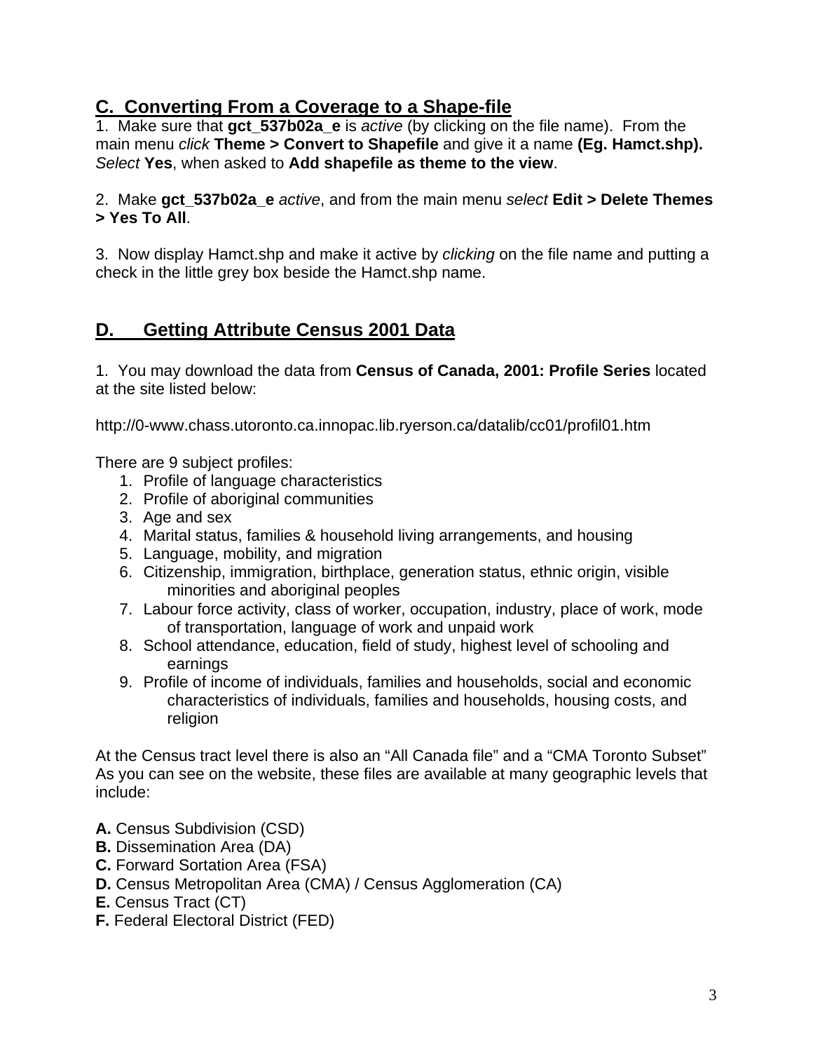## C. Converting From a Coverage to a Shape-file

1. Make sure that **gct_537b02a_e** is *active* (by clicking on the file name). From the main menu *click* **Theme > Convert to Shapefile** and give it a name **(Eg. Hamct.shp).** *Select* **Yes**, when asked to **Add shapefile as theme to the view**.

2. Make **gct_537b02a_e** *active*, and from the main menu *select* **Edit > Delete Themes > Yes To All**.

3. Now display Hamct.shp and make it active by *clicking* on the file name and putting a check in the little grey box beside the Hamct.shp name.

## D. Getting Attribute Census 2001 Data

1. You may download the data from **Census of Canada, 2001: Profile Series** located at the site listed below:

http://0-www.chass.utoronto.ca.innopac.lib.ryerson.ca/datalib/cc01/profil01.htm

There are 9 subject profiles:

1. Profile of language characteristics
2. Profile of aboriginal communities
3. Age and sex
4. Marital status, families & household living arrangements, and housing
5. Language, mobility, and migration
6. Citizenship, immigration, birthplace, generation status, ethnic origin, visible minorities and aboriginal peoples
7. Labour force activity, class of worker, occupation, industry, place of work, mode of transportation, language of work and unpaid work
8. School attendance, education, field of study, highest level of schooling and earnings
9. Profile of income of individuals, families and households, social and economic characteristics of individuals, families and households, housing costs, and religion

At the Census tract level there is also an "All Canada file" and a "CMA Toronto Subset" As you can see on the website, these files are available at many geographic levels that include:

**A.** Census Subdivision (CSD)
**B.** Dissemination Area (DA)
**C.** Forward Sortation Area (FSA)
**D.** Census Metropolitan Area (CMA) / Census Agglomeration (CA)
**E.** Census Tract (CT)
**F.** Federal Electoral District (FED)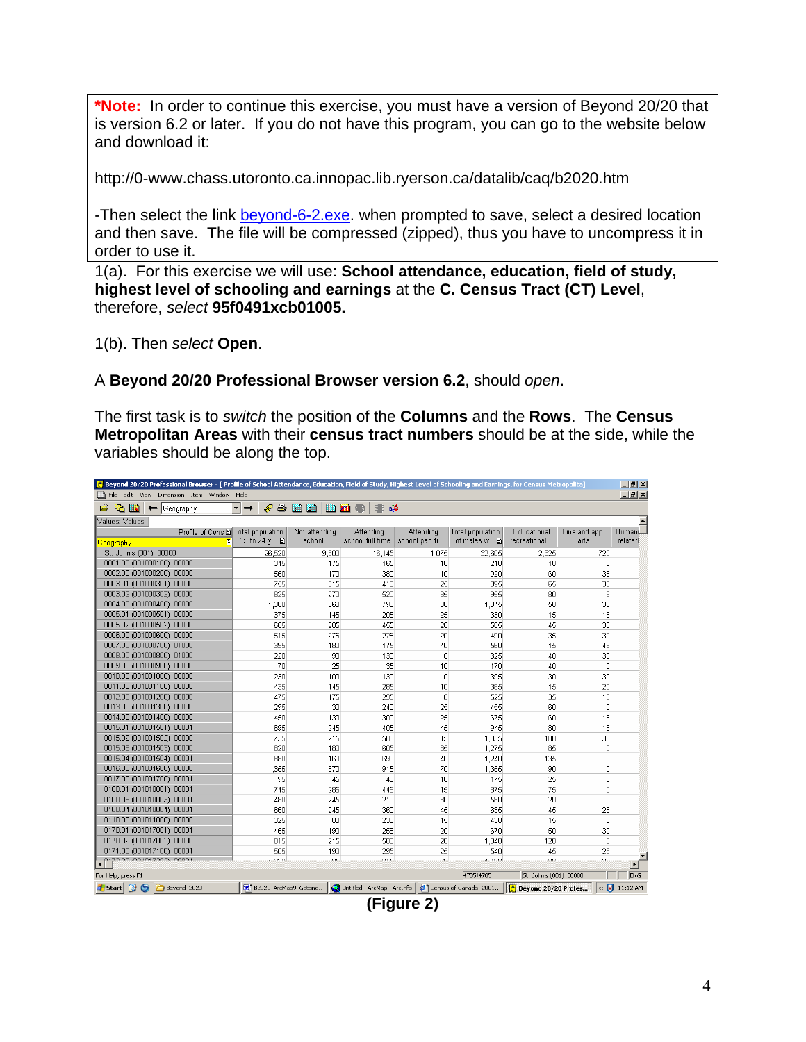**\*Note:** In order to continue this exercise, you must have a version of Beyond 20/20 that is version 6.2 or later. If you do not have this program, you can go to the website below and download it:

http://0-www.chass.utoronto.ca.innopac.lib.ryerson.ca/datalib/caq/b2020.htm

-Then select the link beyond-6-2.exe. when prompted to save, select a desired location and then save. The file will be compressed (zipped), thus you have to uncompress it in order to use it.

1(a). For this exercise we will use: **School attendance, education, field of study, highest level of schooling and earnings** at the **C. Census Tract (CT) Level**, therefore, *select* **95f0491xcb01005.**

1(b). Then *select* **Open**.

A **Beyond 20/20 Professional Browser version 6.2**, should *open*.

The first task is to *switch* the position of the **Columns** and the **Rows**. The **Census Metropolitan Areas** with their **census tract numbers** should be at the side, while the variables should be along the top.

**(Figure 2)**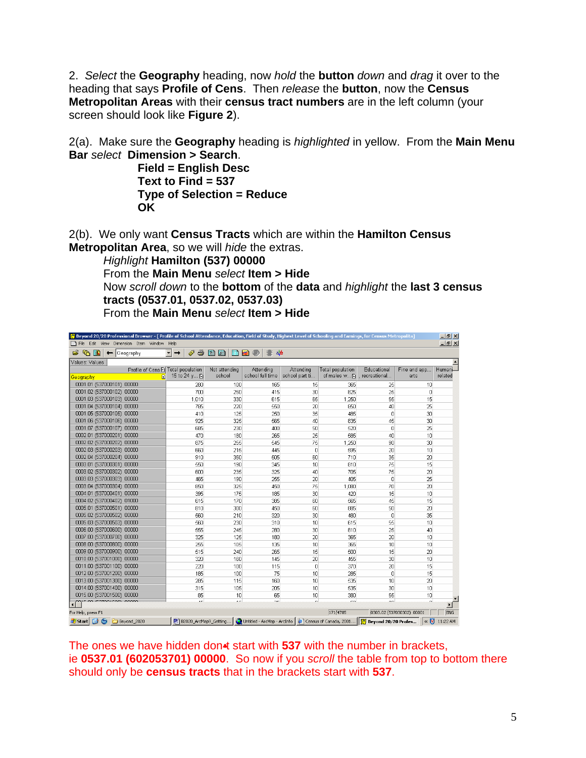2. *Select* the **Geography** heading, now *hold* the **button** *down* and *drag* it over to the heading that says **Profile of Cens**. Then *release* the **button**, now the **Census Metropolitan Areas** with their **census tract numbers** are in the left column (your screen should look like **Figure 2**).

2(a). Make sure the **Geography** heading is *highlighted* in yellow. From the **Main Menu Bar** *select* **Dimension > Search**.

**Field = English Desc**
**Text to Find = 537**
**Type of Selection = Reduce**
**OK**

2(b). We only want **Census Tracts** which are within the **Hamilton Census Metropolitan Area**, so we will *hide* the extras.

*Highlight* **Hamilton (537) 00000**
From the **Main Menu** *select* **Item > Hide**
Now *scroll down* to the **bottom** of the **data** and *highlight* the **last 3 census tracts (0537.01, 0537.02, 0537.03)**
From the **Main Menu** *select* **Item > Hide**

Beyond 20/20 Professional Browser - [ Profile of School Attendance, Education, Field of Study, Highest Level of Schooling and Earnings, for Census Metropolita]

| Geography | Total population 15 to 24 y... | Not attending school | Attending school full time | Attending school part ti... | Total population of males w... | Educational, recreational... | Fine and app... arts | Humani related |
|---|---|---|---|---|---|---|---|---|
| 0001.01 (537000101) 00000 | 280 | 100 | 165 | 15 | 365 | 25 | 10 | |
| 0001.02 (537000102) 00000 | 700 | 250 | 415 | 30 | 825 | 25 | 0 | |
| 0001.03 (537000103) 00000 | 1,010 | 330 | 615 | 65 | 1,250 | 55 | 15 | |
| 0001.04 (537000104) 00000 | 785 | 220 | 550 | 20 | 850 | 40 | 25 | |
| 0001.05 (537000105) 00000 | 410 | 125 | 250 | 35 | 485 | 0 | 30 | |
| 0001.06 (537000106) 00000 | 925 | 325 | 565 | 40 | 835 | 45 | 30 | |
| 0001.07 (537000107) 00000 | 685 | 230 | 400 | 50 | 520 | 0 | 25 | |
| 0002.01 (537000201) 00000 | 470 | 180 | 265 | 25 | 585 | 40 | 10 | |
| 0002.02 (537000202) 00000 | 875 | 255 | 545 | 75 | 1,250 | 90 | 30 | |
| 0002.03 (537000203) 00000 | 660 | 215 | 445 | 0 | 595 | 20 | 10 | |
| 0002.04 (537000204) 00000 | 910 | 350 | 505 | 60 | 710 | 35 | 20 | |
| 0003.01 (537000301) 00000 | 550 | 190 | 345 | 10 | 810 | 75 | 15 | |
| 0003.02 (537000302) 00000 | 600 | 235 | 325 | 40 | 705 | 75 | 20 | |
| 0003.03 (537000303) 00000 | 465 | 190 | 255 | 20 | 405 | 0 | 25 | |
| 0003.04 (537000304) 00000 | 850 | 325 | 450 | 75 | 1,080 | 70 | 20 | |
| 0004.01 (537000401) 00000 | 395 | 175 | 185 | 30 | 420 | 15 | 10 | |
| 0004.02 (537000402) 01000 | 615 | 170 | 385 | 60 | 565 | 45 | 15 | |
| 0005.01 (537000501) 00000 | 810 | 300 | 450 | 60 | 885 | 50 | 20 | |
| 0005.02 (537000502) 00000 | 560 | 210 | 320 | 30 | 480 | 0 | 35 | |
| 0005.03 (537000503) 00000 | 560 | 230 | 310 | 10 | 615 | 55 | 10 | |
| 0006.00 (537000600) 00000 | 555 | 245 | 280 | 30 | 810 | 25 | 40 | |
| 0007.00 (537000700) 00000 | 325 | 125 | 180 | 20 | 365 | 20 | 10 | |
| 0008.00 (537000800) 00000 | 255 | 105 | 135 | 10 | 365 | 10 | 10 | |
| 0009.00 (537000900) 00000 | 515 | 240 | 265 | 15 | 500 | 15 | 20 | |
| 0010.00 (537001000) 00000 | 320 | 160 | 145 | 20 | 455 | 30 | 10 | |
| 0011.00 (537001100) 00000 | 220 | 100 | 115 | 0 | 370 | 20 | 15 | |
| 0012.00 (537001200) 00000 | 185 | 100 | 75 | 10 | 285 | 0 | 15 | |
| 0013.00 (537001300) 00000 | 285 | 115 | 160 | 10 | 535 | 10 | 20 | |
| 0014.00 (537001400) 00000 | 315 | 105 | 205 | 10 | 535 | 30 | 10 | |
| 0015.00 (537001500) 00000 | 85 | 10 | 65 | 10 | 380 | 55 | 10 | |

The ones we have hidden don't start with **537** with the number in brackets, ie **0537.01 (602053701) 00000**. So now if you *scroll* the table from top to bottom there should only be **census tracts** that in the brackets start with **537**.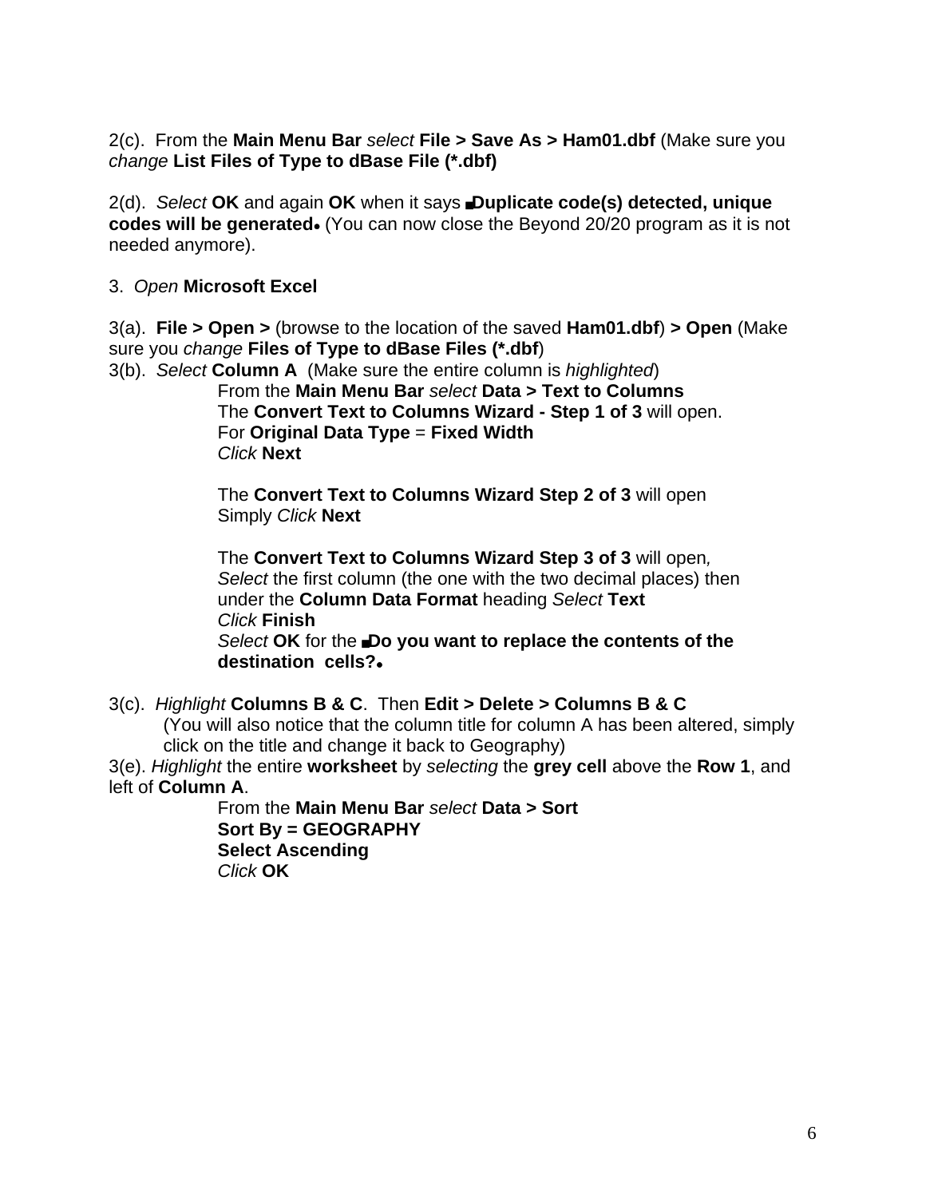2(c). From the **Main Menu Bar** *select* **File > Save As > Ham01.dbf** (Make sure you *change* **List Files of Type to dBase File (*.dbf)**

2(d). *Select* **OK** and again **OK** when it says ■**Duplicate code(s) detected, unique codes will be generated**● (You can now close the Beyond 20/20 program as it is not needed anymore).

3. *Open* **Microsoft Excel**

3(a). **File > Open >** (browse to the location of the saved **Ham01.dbf**) **> Open** (Make sure you *change* **Files of Type to dBase Files (*.dbf**)

3(b). *Select* **Column A** (Make sure the entire column is *highlighted*)

From the **Main Menu Bar** *select* **Data > Text to Columns**
The **Convert Text to Columns Wizard - Step 1 of 3** will open.
For **Original Data Type** = **Fixed Width**
*Click* **Next**

The **Convert Text to Columns Wizard Step 2 of 3** will open
Simply *Click* **Next**

The **Convert Text to Columns Wizard Step 3 of 3** will open*,*
*Select* the first column (the one with the two decimal places) then under the **Column Data Format** heading *Select* **Text**
*Click* **Finish**
*Select* **OK** for the ■**Do you want to replace the contents of the destination cells?**●

3(c). *Highlight* **Columns B & C**. Then **Edit > Delete > Columns B & C**
(You will also notice that the column title for column A has been altered, simply click on the title and change it back to Geography)

3(e). *Highlight* the entire **worksheet** by *selecting* the **grey cell** above the **Row 1**, and left of **Column A**.

From the **Main Menu Bar** *select* **Data > Sort**
**Sort By = GEOGRAPHY**
**Select Ascending**
*Click* **OK**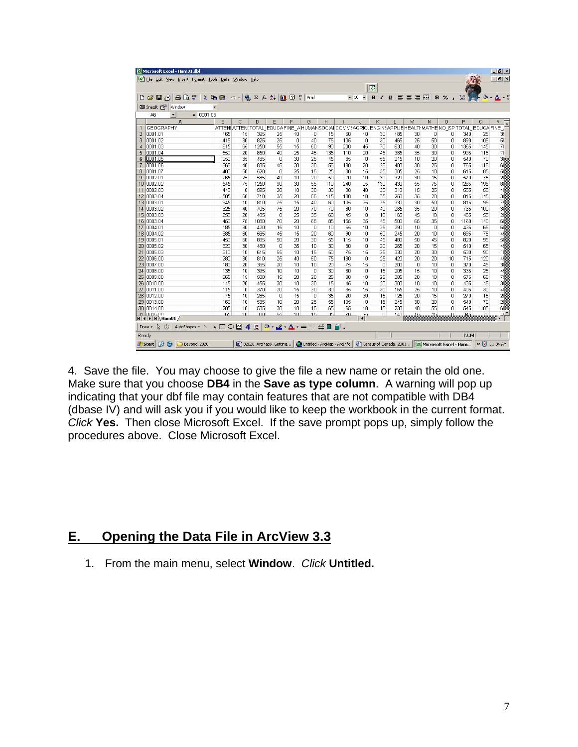4. Save the file. You may choose to give the file a new name or retain the old one. Make sure that you choose **DB4** in the **Save as type column**. A warning will pop up indicating that your dbf file may contain features that are not compatible with DB4 (dbase IV) and will ask you if you would like to keep the workbook in the current format. *Click* **Yes.** Then close Microsoft Excel. If the save prompt pops up, simply follow the procedures above. Close Microsoft Excel.

## E. Opening the Data File in ArcView 3.3

1. From the main menu, select **Window**. *Click* **Untitled.**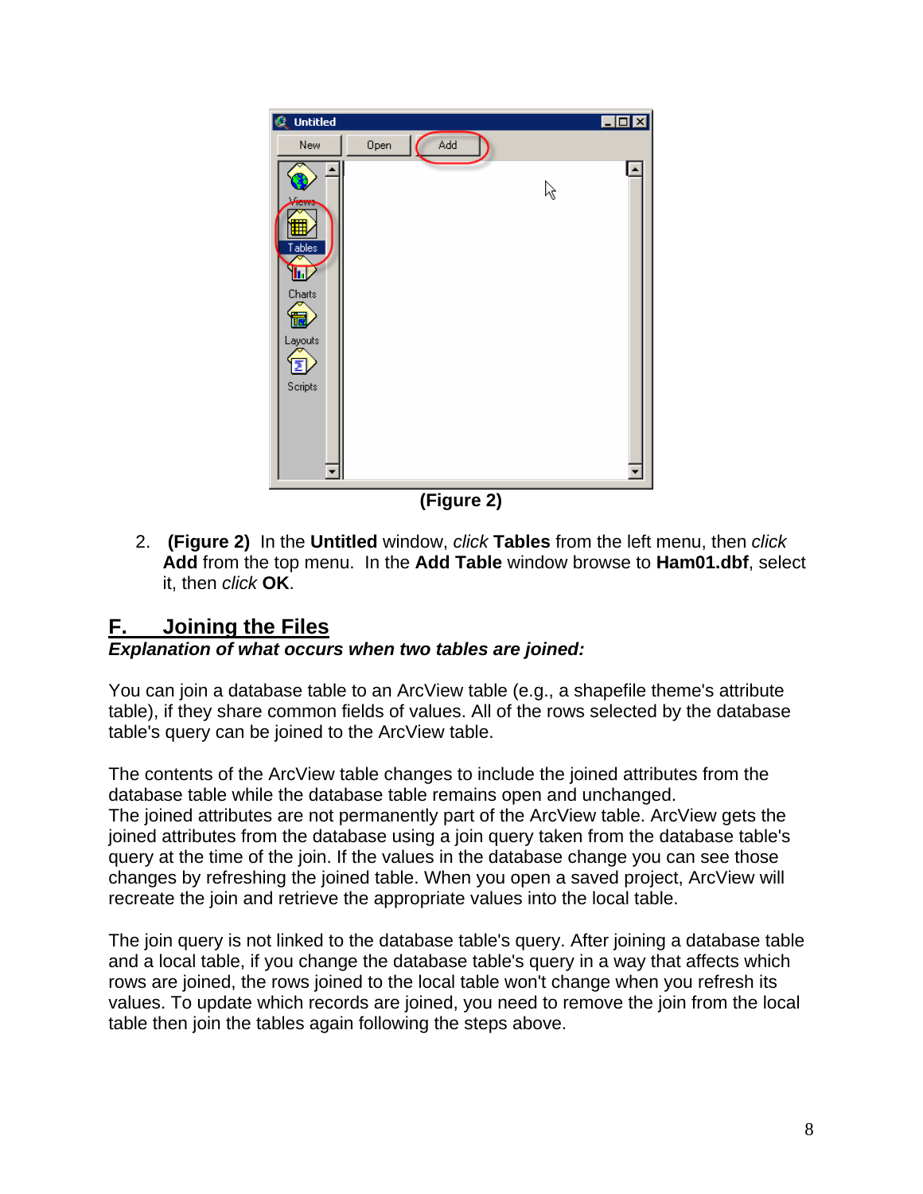(Figure 2)

2. **(Figure 2)** In the **Untitled** window, *click* **Tables** from the left menu, then *click* **Add** from the top menu. In the **Add Table** window browse to **Ham01.dbf**, select it, then *click* **OK**.

## F. Joining the Files

***Explanation of what occurs when two tables are joined:***

You can join a database table to an ArcView table (e.g., a shapefile theme's attribute table), if they share common fields of values. All of the rows selected by the database table's query can be joined to the ArcView table.

The contents of the ArcView table changes to include the joined attributes from the database table while the database table remains open and unchanged.
The joined attributes are not permanently part of the ArcView table. ArcView gets the joined attributes from the database using a join query taken from the database table's query at the time of the join. If the values in the database change you can see those changes by refreshing the joined table. When you open a saved project, ArcView will recreate the join and retrieve the appropriate values into the local table.

The join query is not linked to the database table's query. After joining a database table and a local table, if you change the database table's query in a way that affects which rows are joined, the rows joined to the local table won't change when you refresh its values. To update which records are joined, you need to remove the join from the local table then join the tables again following the steps above.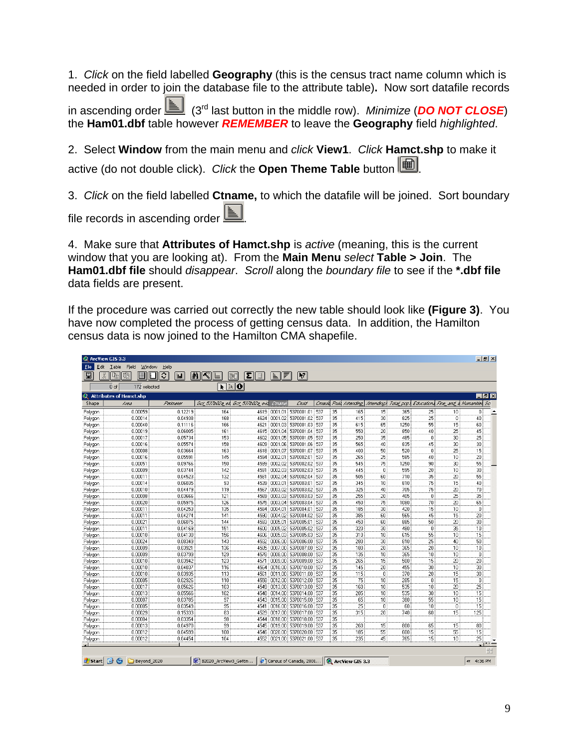1. *Click* on the field labelled **Geography** (this is the census tract name column which is needed in order to join the database file to the attribute table). Now sort datafile records in ascending order (3rd last button in the middle row). *Minimize* (***DO NOT CLOSE***) the **Ham01.dbf** table however ***REMEMBER*** to leave the **Geography** field *highlighted*.

2. Select **Window** from the main menu and *click* **View1**. *Click* **Hamct.shp** to make it active (do not double click). *Click* the **Open Theme Table** button.

3. *Click* on the field labelled **Ctname,** to which the datafile will be joined. Sort boundary file records in ascending order.

4. Make sure that **Attributes of Hamct.shp** is *active* (meaning, this is the current window that you are looking at). From the **Main Menu** *select* **Table > Join**. The **Ham01.dbf file** should *disappear*. *Scroll* along the *boundary file* to see if the ***.dbf file** data fields are present.

If the procedure was carried out correctly the new table should look like **(Figure 3)**. You have now completed the process of getting census data. In addition, the Hamilton census data is now joined to the Hamilton CMA shapefile.